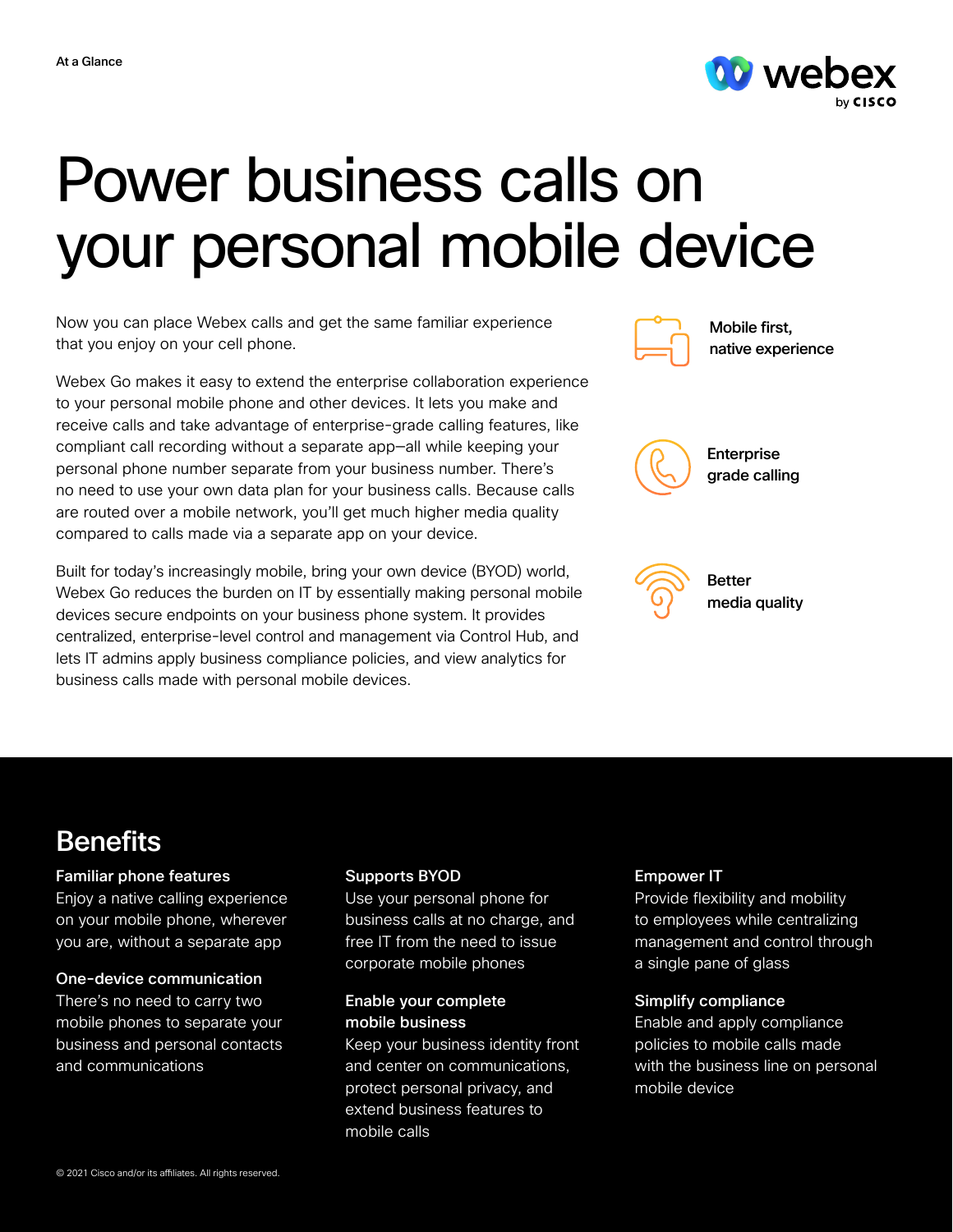At a Glance

# Power business calls on your personal mobile device

Now you can place Webex calls and get the same familiar experience that you enjoy on your cell phone.

Webex Go makes it easy to extend the enterprise collaboration experience to your personal mobile phone and other devices. It lets you make and receive calls and take advantage of enterprise-grade calling features, like compliant call recording without a separate app—all while keeping your personal phone number separate from your business number. There's no need to use your own data plan for your business calls. Because calls are routed over a mobile network, you'll get much higher media quality compared to calls made via a separate app on your device.

Built for today's increasingly mobile, bring your own device (BYOD) world, Webex Go reduces the burden on IT by essentially making personal mobile devices secure endpoints on your business phone system. It provides centralized, enterprise-level control and management via Control Hub, and lets IT admins apply business compliance policies, and view analytics for business calls made with personal mobile devices.

**Mobile first, native experience**

**Enterprise grade calling**

**Better media quality**

## Benefits

**Familiar phone features**
Enjoy a native calling experience on your mobile phone, wherever you are, without a separate app

**One-device communication**
There's no need to carry two mobile phones to separate your business and personal contacts and communications

**Supports BYOD**
Use your personal phone for business calls at no charge, and free IT from the need to issue corporate mobile phones

**Enable your complete mobile business**
Keep your business identity front and center on communications, protect personal privacy, and extend business features to mobile calls

**Empower IT**
Provide flexibility and mobility to employees while centralizing management and control through a single pane of glass

**Simplify compliance**
Enable and apply compliance policies to mobile calls made with the business line on personal mobile device

© 2021 Cisco and/or its affiliates. All rights reserved.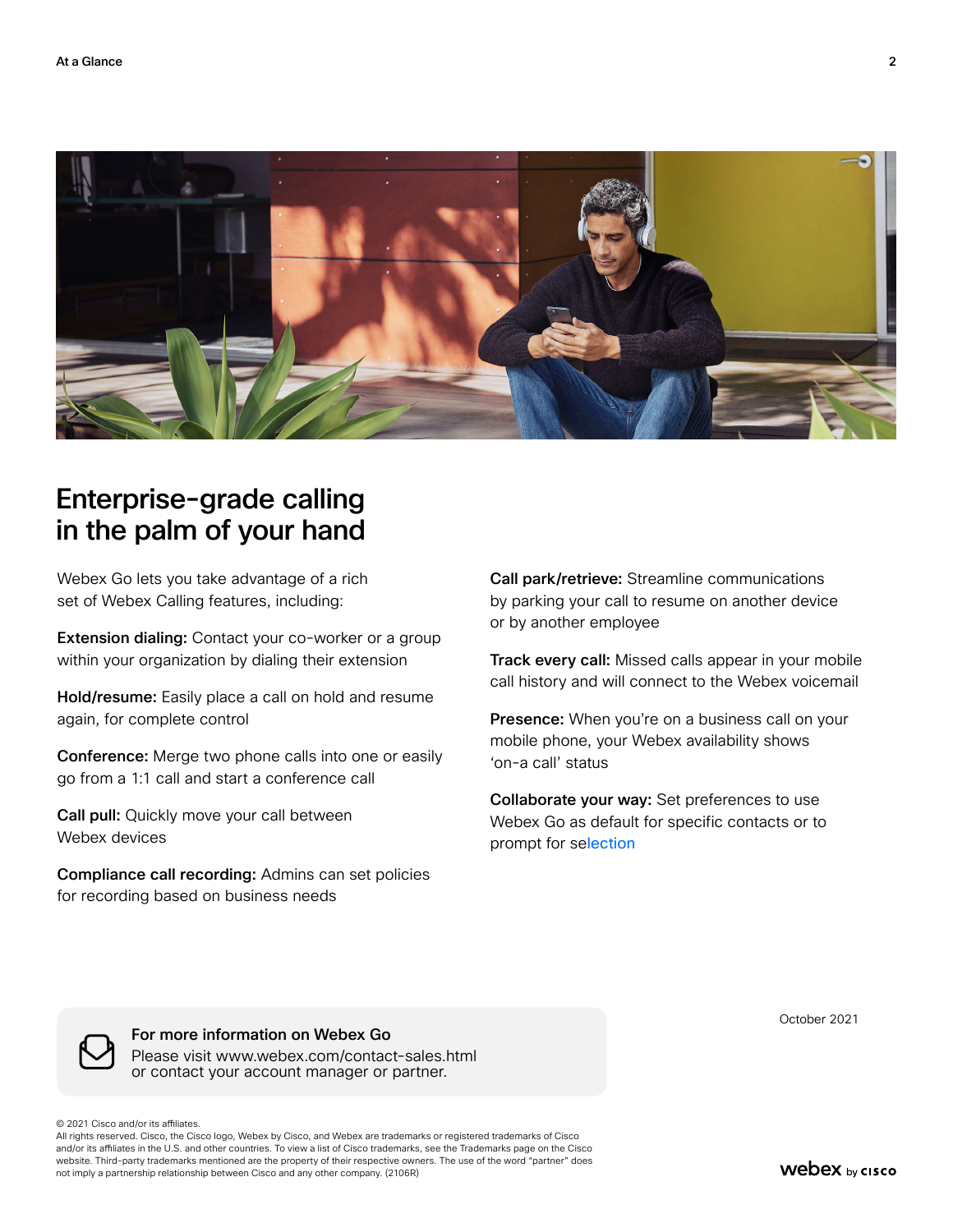# Enterprise-grade calling in the palm of your hand

Webex Go lets you take advantage of a rich set of Webex Calling features, including:

**Extension dialing:** Contact your co-worker or a group within your organization by dialing their extension

**Hold/resume:** Easily place a call on hold and resume again, for complete control

**Conference:** Merge two phone calls into one or easily go from a 1:1 call and start a conference call

**Call pull:** Quickly move your call between Webex devices

**Compliance call recording:** Admins can set policies for recording based on business needs

**Call park/retrieve:** Streamline communications by parking your call to resume on another device or by another employee

**Track every call:** Missed calls appear in your mobile call history and will connect to the Webex voicemail

**Presence:** When you're on a business call on your mobile phone, your Webex availability shows 'on-a call' status

**Collaborate your way:** Set preferences to use Webex Go as default for specific contacts or to prompt for selection

**For more information on Webex Go**
Please visit www.webex.com/contact-sales.html or contact your account manager or partner.

October 2021

© 2021 Cisco and/or its affiliates.
All rights reserved. Cisco, the Cisco logo, Webex by Cisco, and Webex are trademarks or registered trademarks of Cisco and/or its affiliates in the U.S. and other countries. To view a list of Cisco trademarks, see the Trademarks page on the Cisco website. Third-party trademarks mentioned are the property of their respective owners. The use of the word "partner" does not imply a partnership relationship between Cisco and any other company. (2106R)